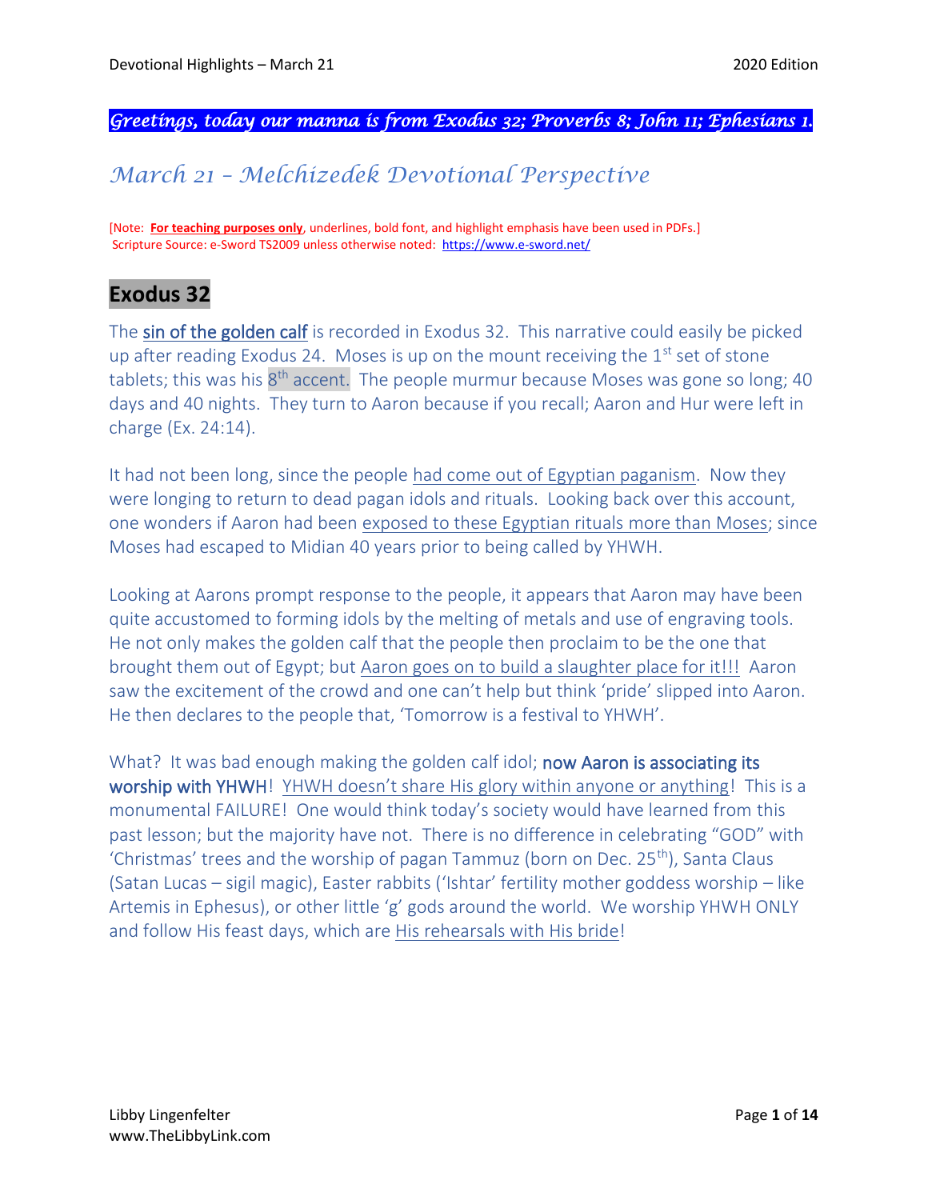*Greetings, today our manna is from Exodus 32; Proverbs 8; John 11; Ephesians 1.*

## *March 21 – Melchizedek Devotional Perspective*

[Note: **For teaching purposes only**, underlines, bold font, and highlight emphasis have been used in PDFs.]
Scripture Source: e-Sword TS2009 unless otherwise noted: https://www.e-sword.net/

# Exodus 32

The sin of the golden calf is recorded in Exodus 32. This narrative could easily be picked up after reading Exodus 24. Moses is up on the mount receiving the 1st set of stone tablets; this was his 8th accent. The people murmur because Moses was gone so long; 40 days and 40 nights. They turn to Aaron because if you recall; Aaron and Hur were left in charge (Ex. 24:14).

It had not been long, since the people had come out of Egyptian paganism. Now they were longing to return to dead pagan idols and rituals. Looking back over this account, one wonders if Aaron had been exposed to these Egyptian rituals more than Moses; since Moses had escaped to Midian 40 years prior to being called by YHWH.

Looking at Aarons prompt response to the people, it appears that Aaron may have been quite accustomed to forming idols by the melting of metals and use of engraving tools. He not only makes the golden calf that the people then proclaim to be the one that brought them out of Egypt; but Aaron goes on to build a slaughter place for it!!! Aaron saw the excitement of the crowd and one can't help but think 'pride' slipped into Aaron. He then declares to the people that, 'Tomorrow is a festival to YHWH'.

What? It was bad enough making the golden calf idol; now Aaron is associating its worship with YHWH! YHWH doesn't share His glory within anyone or anything! This is a monumental FAILURE! One would think today's society would have learned from this past lesson; but the majority have not. There is no difference in celebrating "GOD" with 'Christmas' trees and the worship of pagan Tammuz (born on Dec. 25th), Santa Claus (Satan Lucas – sigil magic), Easter rabbits ('Ishtar' fertility mother goddess worship – like Artemis in Ephesus), or other little 'g' gods around the world. We worship YHWH ONLY and follow His feast days, which are His rehearsals with His bride!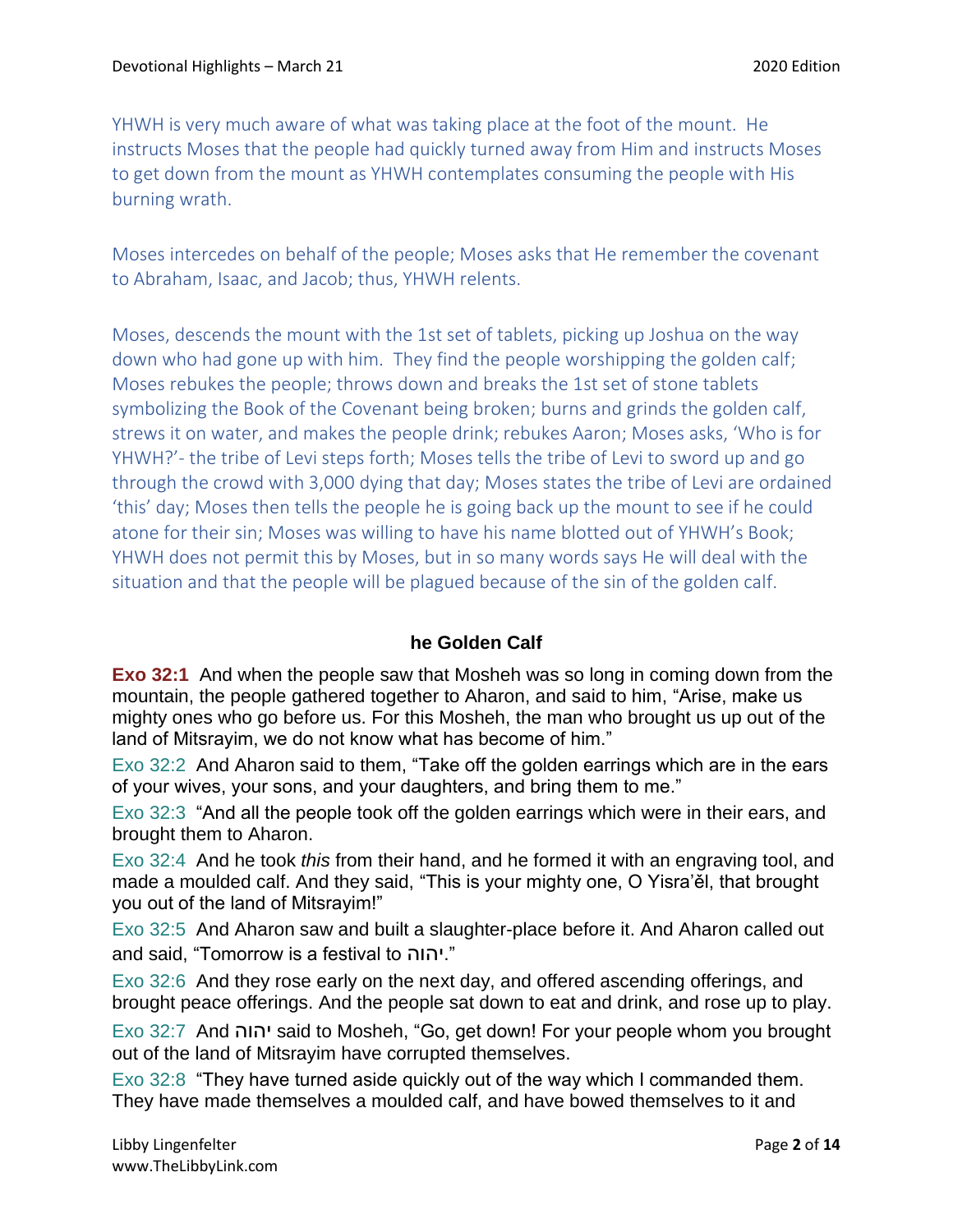YHWH is very much aware of what was taking place at the foot of the mount. He instructs Moses that the people had quickly turned away from Him and instructs Moses to get down from the mount as YHWH contemplates consuming the people with His burning wrath.

Moses intercedes on behalf of the people; Moses asks that He remember the covenant to Abraham, Isaac, and Jacob; thus, YHWH relents.

Moses, descends the mount with the 1st set of tablets, picking up Joshua on the way down who had gone up with him. They find the people worshipping the golden calf; Moses rebukes the people; throws down and breaks the 1st set of stone tablets symbolizing the Book of the Covenant being broken; burns and grinds the golden calf, strews it on water, and makes the people drink; rebukes Aaron; Moses asks, 'Who is for YHWH?'- the tribe of Levi steps forth; Moses tells the tribe of Levi to sword up and go through the crowd with 3,000 dying that day; Moses states the tribe of Levi are ordained 'this' day; Moses then tells the people he is going back up the mount to see if he could atone for their sin; Moses was willing to have his name blotted out of YHWH's Book; YHWH does not permit this by Moses, but in so many words says He will deal with the situation and that the people will be plagued because of the sin of the golden calf.

### he Golden Calf

**Exo 32:1** And when the people saw that Mosheh was so long in coming down from the mountain, the people gathered together to Aharon, and said to him, "Arise, make us mighty ones who go before us. For this Mosheh, the man who brought us up out of the land of Mitsrayim, we do not know what has become of him."

Exo 32:2 And Aharon said to them, "Take off the golden earrings which are in the ears of your wives, your sons, and your daughters, and bring them to me."

Exo 32:3 "And all the people took off the golden earrings which were in their ears, and brought them to Aharon.

Exo 32:4 And he took *this* from their hand, and he formed it with an engraving tool, and made a moulded calf. And they said, "This is your mighty one, O Yisra'ěl, that brought you out of the land of Mitsrayim!"

Exo 32:5 And Aharon saw and built a slaughter-place before it. And Aharon called out and said, "Tomorrow is a festival to יהוה."

Exo 32:6 And they rose early on the next day, and offered ascending offerings, and brought peace offerings. And the people sat down to eat and drink, and rose up to play.

Exo 32:7 And יהוה said to Mosheh, "Go, get down! For your people whom you brought out of the land of Mitsrayim have corrupted themselves.

Exo 32:8 "They have turned aside quickly out of the way which I commanded them. They have made themselves a moulded calf, and have bowed themselves to it and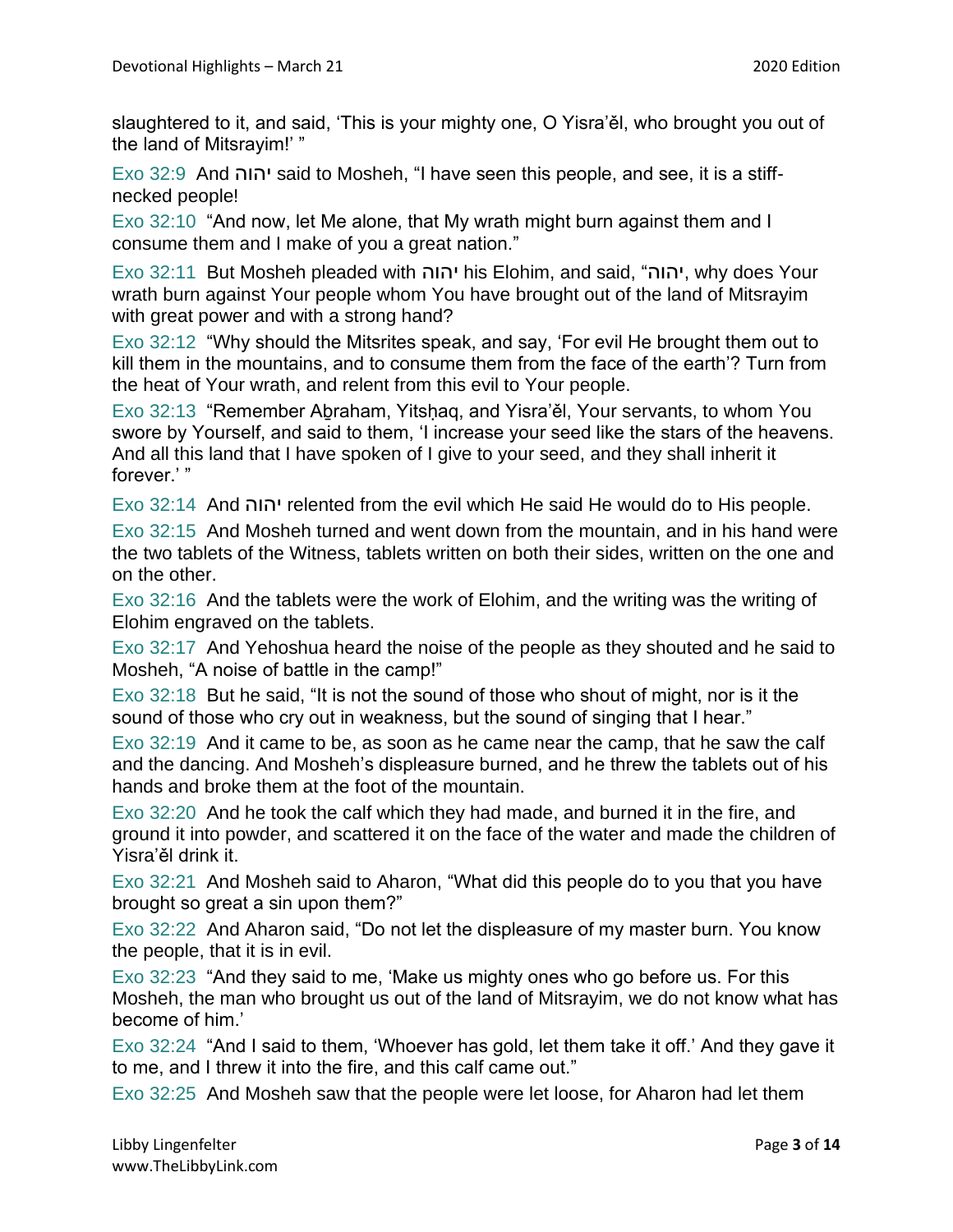slaughtered to it, and said, 'This is your mighty one, O Yisra'ěl, who brought you out of the land of Mitsrayim!' "

Exo 32:9 And יהוה said to Mosheh, "I have seen this people, and see, it is a stiff-necked people!

Exo 32:10 "And now, let Me alone, that My wrath might burn against them and I consume them and I make of you a great nation."

Exo 32:11 But Mosheh pleaded with יהוה his Elohim, and said, "יהוה, why does Your wrath burn against Your people whom You have brought out of the land of Mitsrayim with great power and with a strong hand?

Exo 32:12 "Why should the Mitsrites speak, and say, 'For evil He brought them out to kill them in the mountains, and to consume them from the face of the earth'? Turn from the heat of Your wrath, and relent from this evil to Your people.

Exo 32:13 "Remember Aḇraham, Yitsḥaq, and Yisra'ěl, Your servants, to whom You swore by Yourself, and said to them, 'I increase your seed like the stars of the heavens. And all this land that I have spoken of I give to your seed, and they shall inherit it forever.' "

Exo 32:14 And יהוה relented from the evil which He said He would do to His people.

Exo 32:15 And Mosheh turned and went down from the mountain, and in his hand were the two tablets of the Witness, tablets written on both their sides, written on the one and on the other.

Exo 32:16 And the tablets were the work of Elohim, and the writing was the writing of Elohim engraved on the tablets.

Exo 32:17 And Yehoshua heard the noise of the people as they shouted and he said to Mosheh, "A noise of battle in the camp!"

Exo 32:18 But he said, "It is not the sound of those who shout of might, nor is it the sound of those who cry out in weakness, but the sound of singing that I hear."

Exo 32:19 And it came to be, as soon as he came near the camp, that he saw the calf and the dancing. And Mosheh's displeasure burned, and he threw the tablets out of his hands and broke them at the foot of the mountain.

Exo 32:20 And he took the calf which they had made, and burned it in the fire, and ground it into powder, and scattered it on the face of the water and made the children of Yisra'ěl drink it.

Exo 32:21 And Mosheh said to Aharon, "What did this people do to you that you have brought so great a sin upon them?"

Exo 32:22 And Aharon said, "Do not let the displeasure of my master burn. You know the people, that it is in evil.

Exo 32:23 "And they said to me, 'Make us mighty ones who go before us. For this Mosheh, the man who brought us out of the land of Mitsrayim, we do not know what has become of him.'

Exo 32:24 "And I said to them, 'Whoever has gold, let them take it off.' And they gave it to me, and I threw it into the fire, and this calf came out."

Exo 32:25 And Mosheh saw that the people were let loose, for Aharon had let them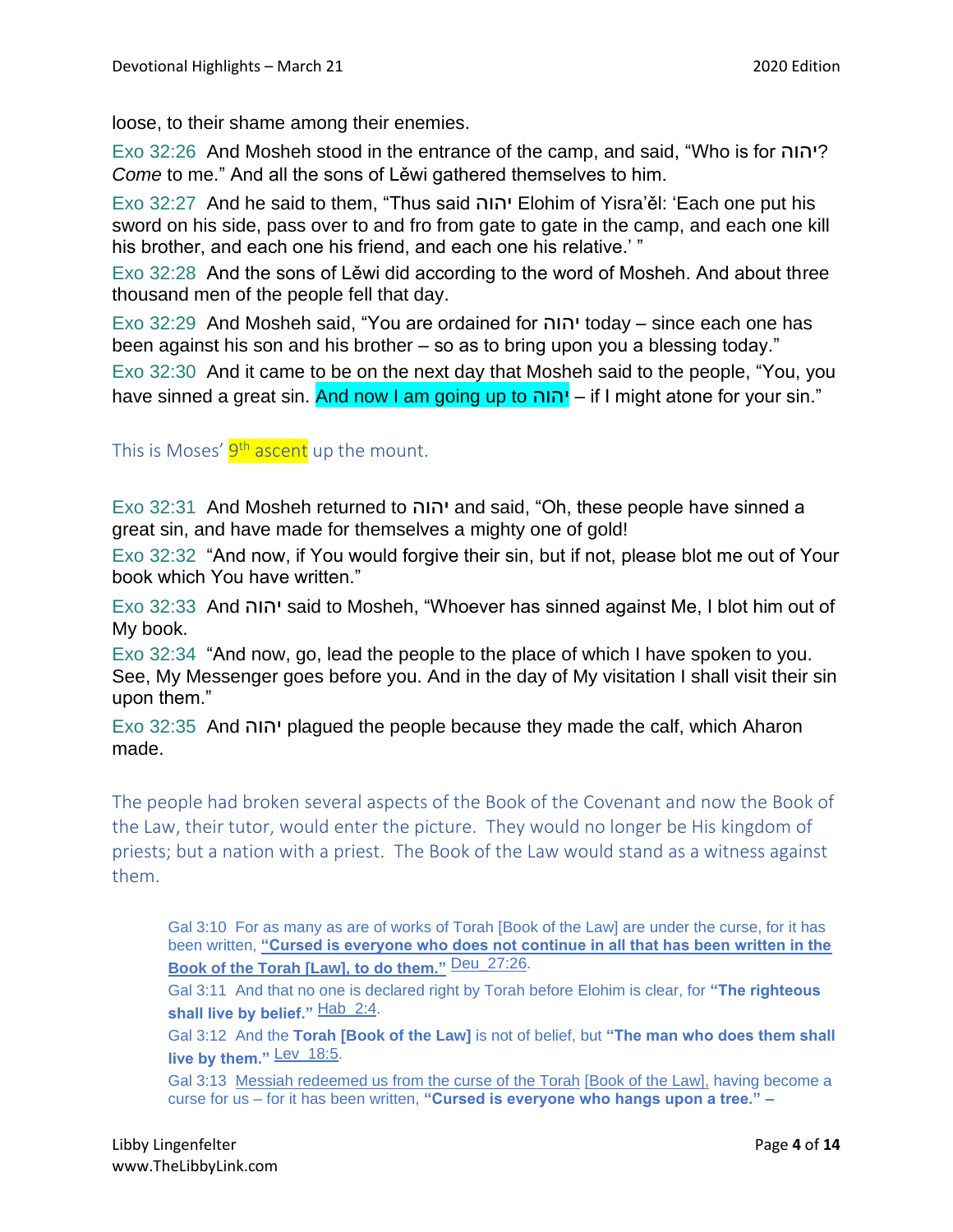loose, to their shame among their enemies.

Exo 32:26 And Mosheh stood in the entrance of the camp, and said, “Who is for יהוה? *Come* to me.” And all the sons of Lĕwi gathered themselves to him.

Exo 32:27 And he said to them, “Thus said יהוה Elohim of Yisra’ĕl: ‘Each one put his sword on his side, pass over to and fro from gate to gate in the camp, and each one kill his brother, and each one his friend, and each one his relative.’ ”

Exo 32:28 And the sons of Lĕwi did according to the word of Mosheh. And about three thousand men of the people fell that day.

Exo 32:29 And Mosheh said, “You are ordained for יהוה today – since each one has been against his son and his brother – so as to bring upon you a blessing today.”

Exo 32:30 And it came to be on the next day that Mosheh said to the people, “You, you have sinned a great sin. And now I am going up to יהוה – if I might atone for your sin.”

This is Moses’ 9th ascent up the mount.

Exo 32:31 And Mosheh returned to יהוה and said, “Oh, these people have sinned a great sin, and have made for themselves a mighty one of gold!

Exo 32:32 “And now, if You would forgive their sin, but if not, please blot me out of Your book which You have written.”

Exo 32:33 And יהוה said to Mosheh, “Whoever has sinned against Me, I blot him out of My book.

Exo 32:34 “And now, go, lead the people to the place of which I have spoken to you. See, My Messenger goes before you. And in the day of My visitation I shall visit their sin upon them.”

Exo 32:35 And יהוה plagued the people because they made the calf, which Aharon made.

The people had broken several aspects of the Book of the Covenant and now the Book of the Law, their tutor, would enter the picture. They would no longer be His kingdom of priests; but a nation with a priest. The Book of the Law would stand as a witness against them.

> Gal 3:10 For as many as are of works of Torah [Book of the Law] are under the curse, for it has been written, **“Cursed is everyone who does not continue in all that has been written in the Book of the Torah [Law], to do them.”** Deu 27:26.
>
> Gal 3:11 And that no one is declared right by Torah before Elohim is clear, for **“The righteous shall live by belief.”** Hab 2:4.
>
> Gal 3:12 And the **Torah [Book of the Law]** is not of belief, but **“The man who does them shall live by them.”** Lev 18:5.
>
> Gal 3:13 Messiah redeemed us from the curse of the Torah [Book of the Law], having become a curse for us – for it has been written, **“Cursed is everyone who hangs upon a tree.” –**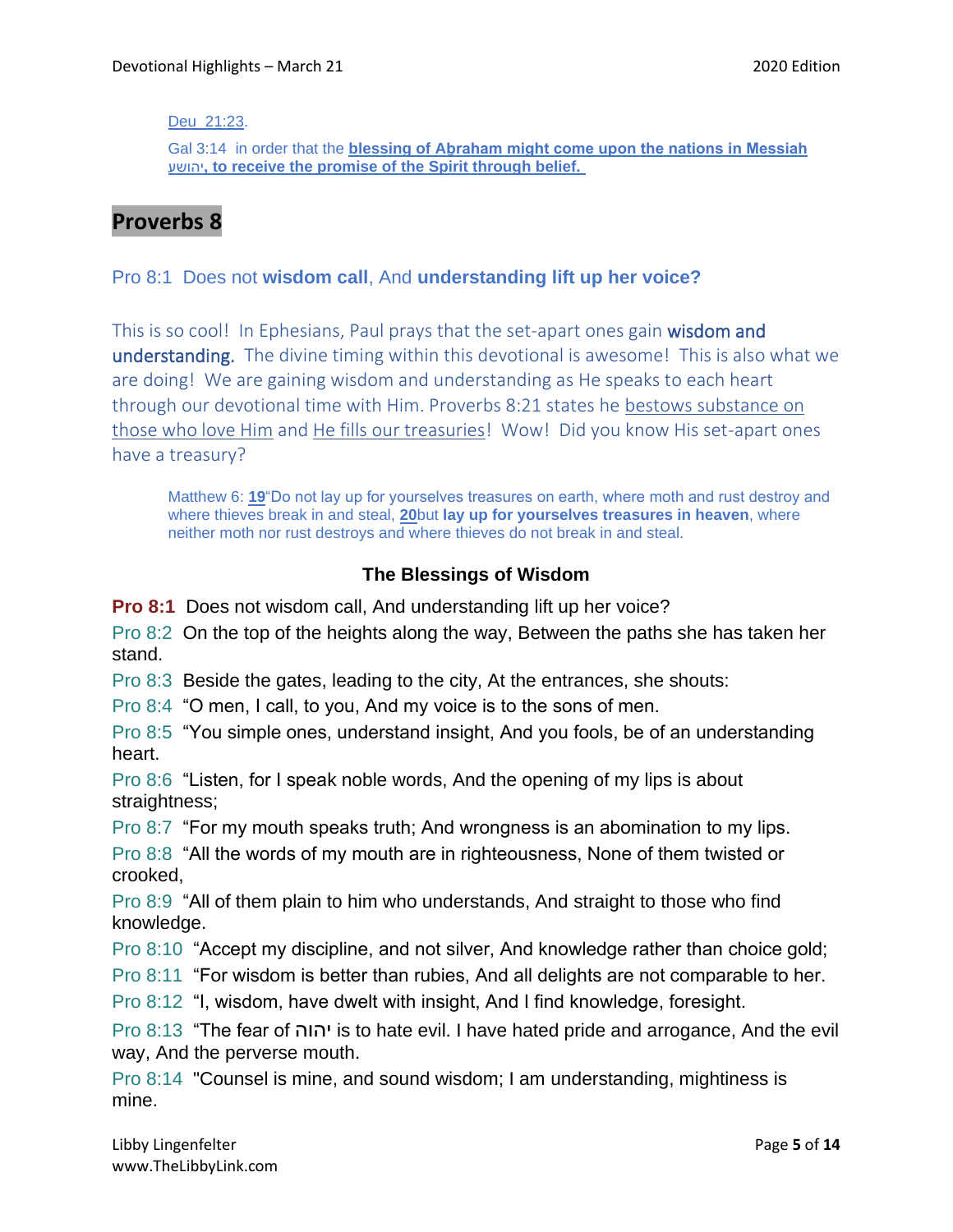Deu 21:23.

Gal 3:14 in order that the **blessing of Aḇraham might come upon the nations in Messiah יהושע, to receive the promise of the Spirit through belief.**

## Proverbs 8

Pro 8:1 Does not **wisdom call**, And **understanding lift up her voice?**

This is so cool! In Ephesians, Paul prays that the set-apart ones gain wisdom and understanding. The divine timing within this devotional is awesome! This is also what we are doing! We are gaining wisdom and understanding as He speaks to each heart through our devotional time with Him. Proverbs 8:21 states he bestows substance on those who love Him and He fills our treasuries! Wow! Did you know His set-apart ones have a treasury?

Matthew 6: **19**"Do not lay up for yourselves treasures on earth, where moth and rust destroy and where thieves break in and steal, **20**but **lay up for yourselves treasures in heaven**, where neither moth nor rust destroys and where thieves do not break in and steal.

### The Blessings of Wisdom

**Pro 8:1** Does not wisdom call, And understanding lift up her voice?

Pro 8:2 On the top of the heights along the way, Between the paths she has taken her stand.

Pro 8:3 Beside the gates, leading to the city, At the entrances, she shouts:

Pro 8:4 "O men, I call, to you, And my voice is to the sons of men.

Pro 8:5 "You simple ones, understand insight, And you fools, be of an understanding heart.

Pro 8:6 "Listen, for I speak noble words, And the opening of my lips is about straightness;

Pro 8:7 "For my mouth speaks truth; And wrongness is an abomination to my lips.

Pro 8:8 "All the words of my mouth are in righteousness, None of them twisted or crooked,

Pro 8:9 "All of them plain to him who understands, And straight to those who find knowledge.

Pro 8:10 "Accept my discipline, and not silver, And knowledge rather than choice gold;

Pro 8:11 "For wisdom is better than rubies, And all delights are not comparable to her.

Pro 8:12 "I, wisdom, have dwelt with insight, And I find knowledge, foresight.

Pro 8:13 "The fear of יהוה is to hate evil. I have hated pride and arrogance, And the evil way, And the perverse mouth.

Pro 8:14 "Counsel is mine, and sound wisdom; I am understanding, mightiness is mine.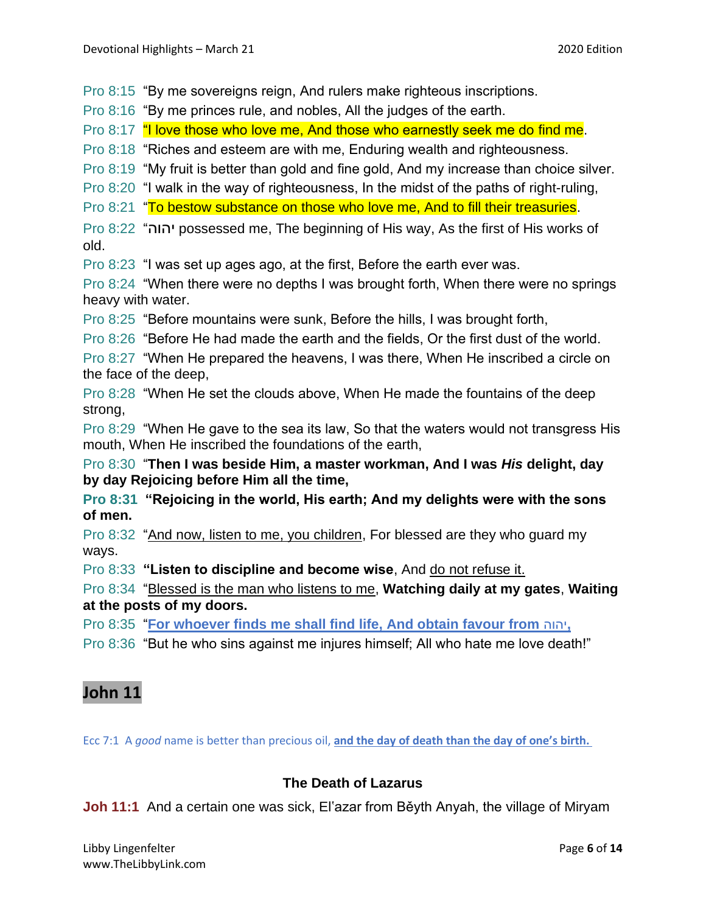Pro 8:15 "By me sovereigns reign, And rulers make righteous inscriptions.

Pro 8:16 "By me princes rule, and nobles, All the judges of the earth.

Pro 8:17 "I love those who love me, And those who earnestly seek me do find me.

Pro 8:18 "Riches and esteem are with me, Enduring wealth and righteousness.

Pro 8:19 "My fruit is better than gold and fine gold, And my increase than choice silver.

Pro 8:20 "I walk in the way of righteousness, In the midst of the paths of right-ruling,

Pro 8:21 "To bestow substance on those who love me, And to fill their treasuries.

Pro 8:22 "יהוה possessed me, The beginning of His way, As the first of His works of old.

Pro 8:23 "I was set up ages ago, at the first, Before the earth ever was.

Pro 8:24 "When there were no depths I was brought forth, When there were no springs heavy with water.

Pro 8:25 "Before mountains were sunk, Before the hills, I was brought forth,

Pro 8:26 "Before He had made the earth and the fields, Or the first dust of the world.

Pro 8:27 "When He prepared the heavens, I was there, When He inscribed a circle on the face of the deep,

Pro 8:28 "When He set the clouds above, When He made the fountains of the deep strong,

Pro 8:29 "When He gave to the sea its law, So that the waters would not transgress His mouth, When He inscribed the foundations of the earth,

Pro 8:30 "**Then I was beside Him, a master workman, And I was *His* delight, day by day Rejoicing before Him all the time,**

**Pro 8:31 "Rejoicing in the world, His earth; And my delights were with the sons of men.**

Pro 8:32 "And now, listen to me, you children, For blessed are they who guard my ways.

Pro 8:33 **"Listen to discipline and become wise**, And do not refuse it.

Pro 8:34 "Blessed is the man who listens to me, **Watching daily at my gates**, **Waiting at the posts of my doors.**

Pro 8:35 "**For whoever finds me shall find life, And obtain favour from יהוה,**

Pro 8:36 "But he who sins against me injures himself; All who hate me love death!"

## John 11

Ecc 7:1 A *good* name is better than precious oil, **and the day of death than the day of one's birth.**

### The Death of Lazarus

**Joh 11:1** And a certain one was sick, El'azar from Běyth Anyah, the village of Miryam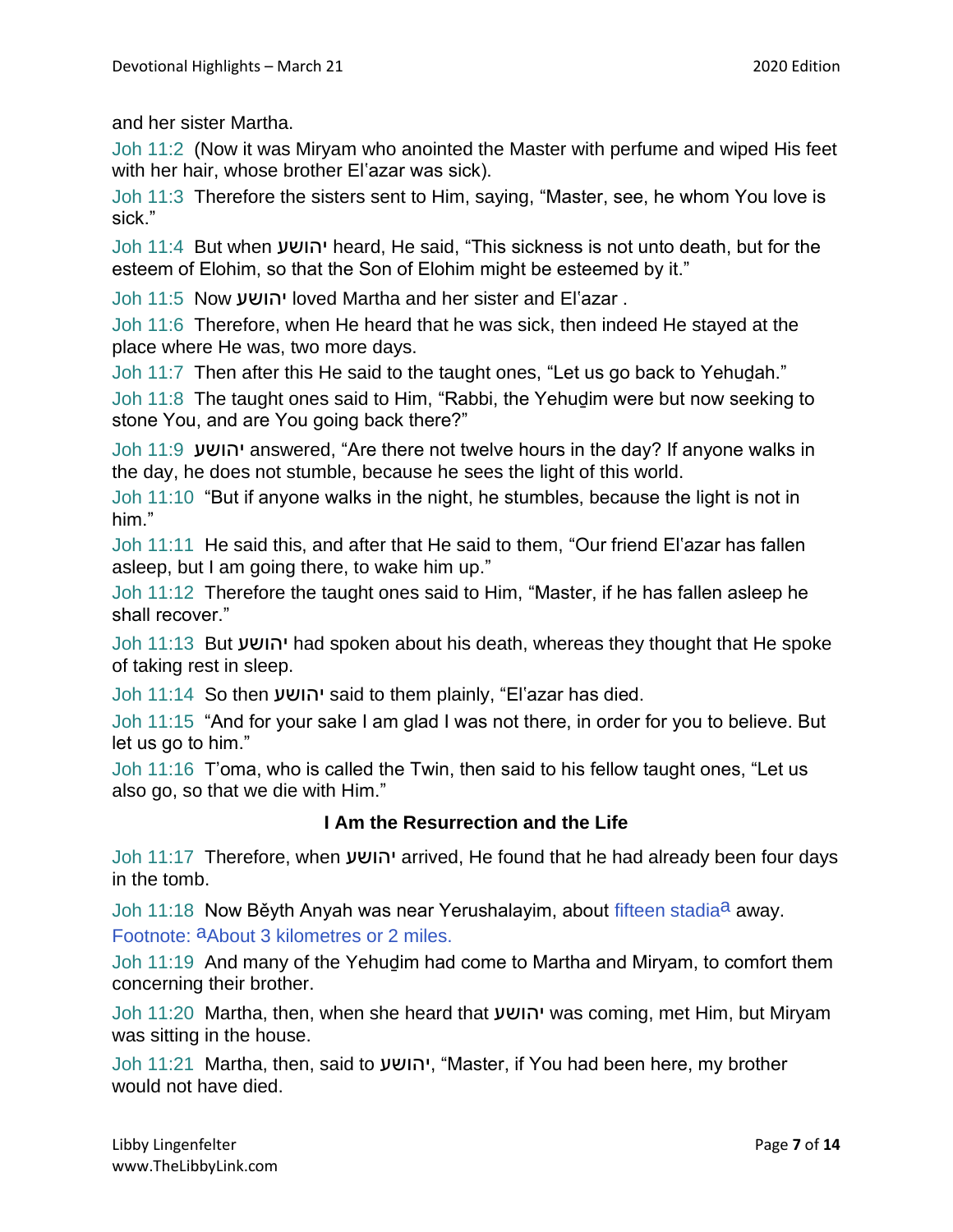and her sister Martha.

Joh 11:2 (Now it was Miryam who anointed the Master with perfume and wiped His feet with her hair, whose brother El'azar was sick).

Joh 11:3 Therefore the sisters sent to Him, saying, "Master, see, he whom You love is sick."

Joh 11:4 But when יהושע heard, He said, "This sickness is not unto death, but for the esteem of Elohim, so that the Son of Elohim might be esteemed by it."

Joh 11:5 Now יהושע loved Martha and her sister and El'azar .

Joh 11:6 Therefore, when He heard that he was sick, then indeed He stayed at the place where He was, two more days.

Joh 11:7 Then after this He said to the taught ones, "Let us go back to Yehuḏah."

Joh 11:8 The taught ones said to Him, "Rabbi, the Yehuḏim were but now seeking to stone You, and are You going back there?"

Joh 11:9 יהושע answered, "Are there not twelve hours in the day? If anyone walks in the day, he does not stumble, because he sees the light of this world.

Joh 11:10 "But if anyone walks in the night, he stumbles, because the light is not in him."

Joh 11:11 He said this, and after that He said to them, "Our friend El'azar has fallen asleep, but I am going there, to wake him up."

Joh 11:12 Therefore the taught ones said to Him, "Master, if he has fallen asleep he shall recover."

Joh 11:13 But יהושע had spoken about his death, whereas they thought that He spoke of taking rest in sleep.

Joh 11:14 So then יהושע said to them plainly, "El'azar has died.

Joh 11:15 "And for your sake I am glad I was not there, in order for you to believe. But let us go to him."

Joh 11:16 T'oma, who is called the Twin, then said to his fellow taught ones, "Let us also go, so that we die with Him."

**I Am the Resurrection and the Life**

Joh 11:17 Therefore, when יהושע arrived, He found that he had already been four days in the tomb.

Joh 11:18 Now Běyth Anyah was near Yerushalayim, about fifteen stadia[a] away.
Footnote: [a]About 3 kilometres or 2 miles.

Joh 11:19 And many of the Yehuḏim had come to Martha and Miryam, to comfort them concerning their brother.

Joh 11:20 Martha, then, when she heard that יהושע was coming, met Him, but Miryam was sitting in the house.

Joh 11:21 Martha, then, said to יהושע, "Master, if You had been here, my brother would not have died.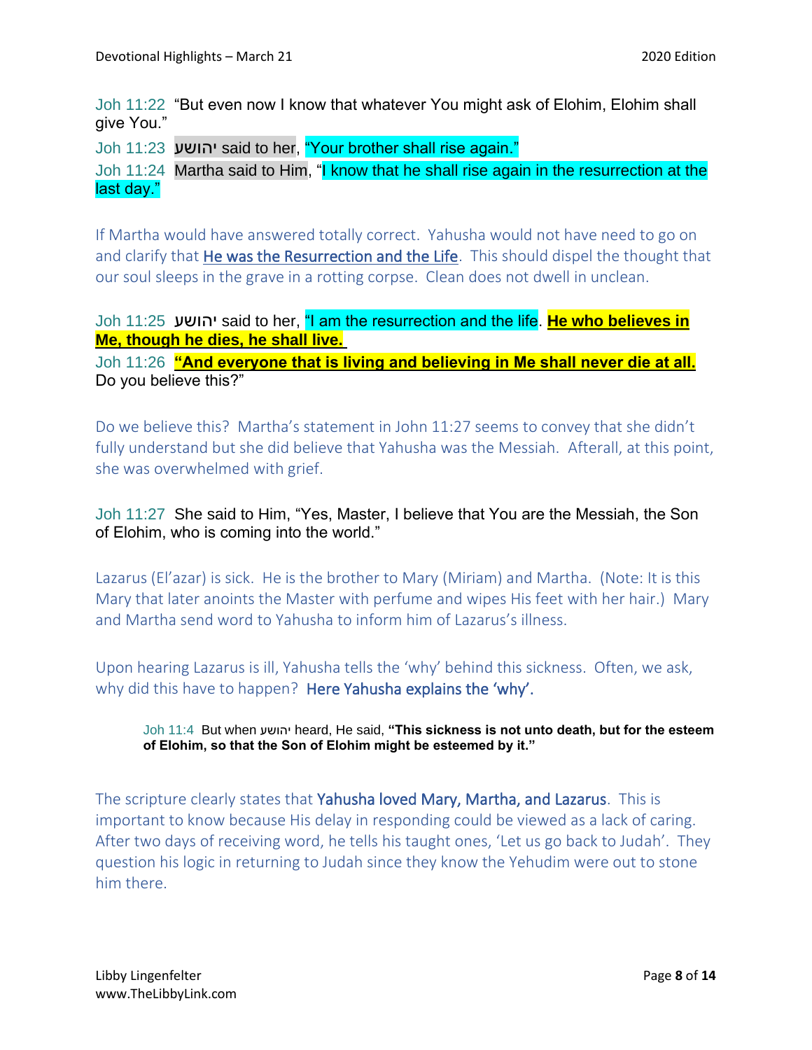Joh 11:22 “But even now I know that whatever You might ask of Elohim, Elohim shall give You.”

Joh 11:23 יהושע said to her, “Your brother shall rise again.”

Joh 11:24 Martha said to Him, “I know that he shall rise again in the resurrection at the last day.”

If Martha would have answered totally correct. Yahusha would not have need to go on and clarify that He was the Resurrection and the Life. This should dispel the thought that our soul sleeps in the grave in a rotting corpse. Clean does not dwell in unclean.

Joh 11:25 יהושע said to her, “I am the resurrection and the life. **He who believes in Me, though he dies, he shall live.**

Joh 11:26 **“And everyone that is living and believing in Me shall never die at all.** Do you believe this?”

Do we believe this? Martha’s statement in John 11:27 seems to convey that she didn’t fully understand but she did believe that Yahusha was the Messiah. Afterall, at this point, she was overwhelmed with grief.

Joh 11:27 She said to Him, “Yes, Master, I believe that You are the Messiah, the Son of Elohim, who is coming into the world.”

Lazarus (El’azar) is sick. He is the brother to Mary (Miriam) and Martha. (Note: It is this Mary that later anoints the Master with perfume and wipes His feet with her hair.) Mary and Martha send word to Yahusha to inform him of Lazarus’s illness.

Upon hearing Lazarus is ill, Yahusha tells the ‘why’ behind this sickness. Often, we ask, why did this have to happen? Here Yahusha explains the ‘why’.

> Joh 11:4 But when יהושע heard, He said, **“This sickness is not unto death, but for the esteem of Elohim, so that the Son of Elohim might be esteemed by it.”**

The scripture clearly states that Yahusha loved Mary, Martha, and Lazarus. This is important to know because His delay in responding could be viewed as a lack of caring. After two days of receiving word, he tells his taught ones, ‘Let us go back to Judah’. They question his logic in returning to Judah since they know the Yehudim were out to stone him there.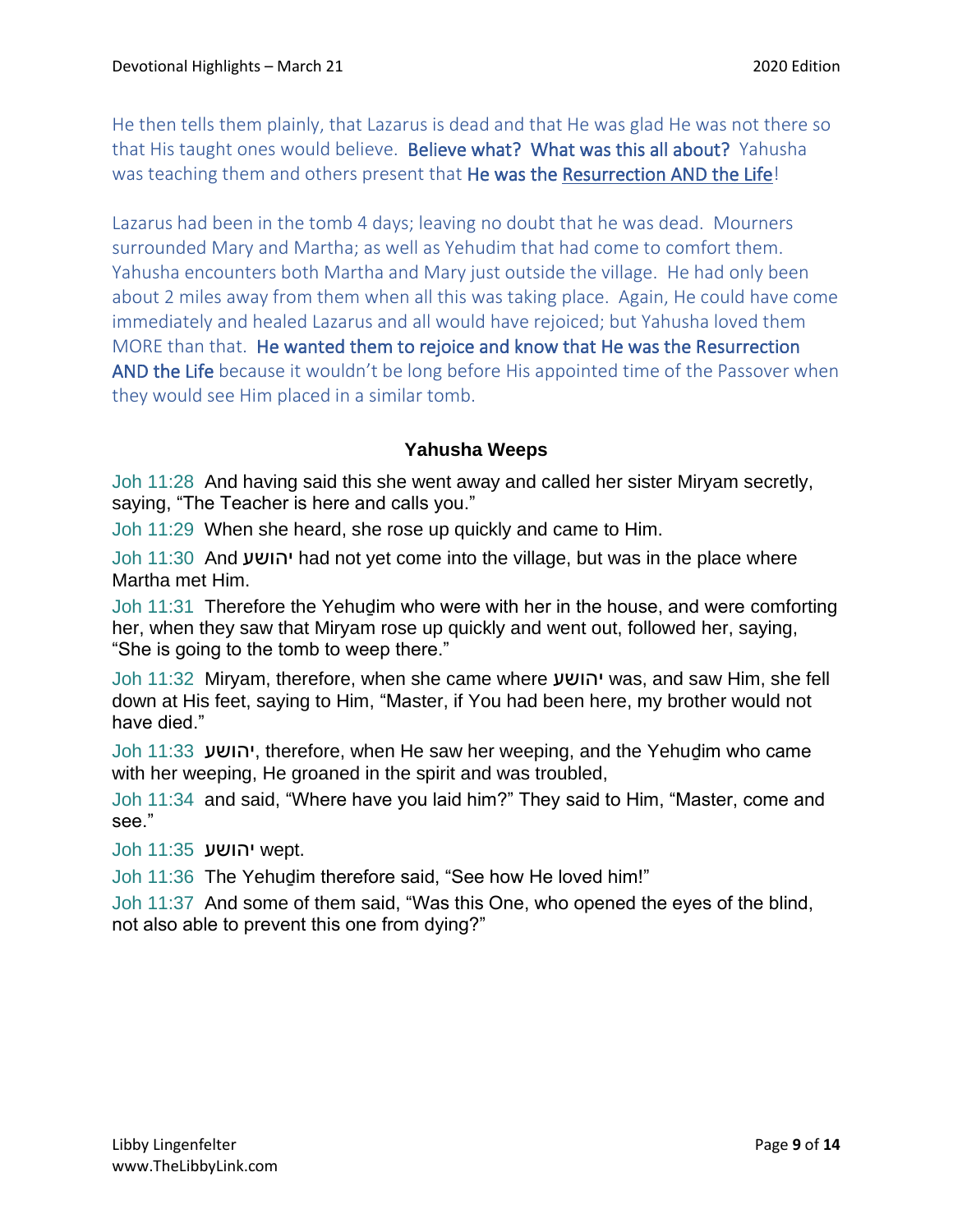He then tells them plainly, that Lazarus is dead and that He was glad He was not there so that His taught ones would believe. **Believe what? What was this all about?** Yahusha was teaching them and others present that **He was the Resurrection AND the Life**!

Lazarus had been in the tomb 4 days; leaving no doubt that he was dead. Mourners surrounded Mary and Martha; as well as Yehudim that had come to comfort them. Yahusha encounters both Martha and Mary just outside the village. He had only been about 2 miles away from them when all this was taking place. Again, He could have come immediately and healed Lazarus and all would have rejoiced; but Yahusha loved them MORE than that. **He wanted them to rejoice and know that He was the Resurrection AND the Life** because it wouldn't be long before His appointed time of the Passover when they would see Him placed in a similar tomb.

### Yahusha Weeps

Joh 11:28 And having said this she went away and called her sister Miryam secretly, saying, "The Teacher is here and calls you."

Joh 11:29 When she heard, she rose up quickly and came to Him.

Joh 11:30 And יהושע had not yet come into the village, but was in the place where Martha met Him.

Joh 11:31 Therefore the Yehuḏim who were with her in the house, and were comforting her, when they saw that Miryam rose up quickly and went out, followed her, saying, "She is going to the tomb to weep there."

Joh 11:32 Miryam, therefore, when she came where יהושע was, and saw Him, she fell down at His feet, saying to Him, "Master, if You had been here, my brother would not have died."

Joh 11:33 יהושע, therefore, when He saw her weeping, and the Yehuḏim who came with her weeping, He groaned in the spirit and was troubled,

Joh 11:34 and said, "Where have you laid him?" They said to Him, "Master, come and see."

Joh 11:35 יהושע wept.

Joh 11:36 The Yehuḏim therefore said, "See how He loved him!"

Joh 11:37 And some of them said, "Was this One, who opened the eyes of the blind, not also able to prevent this one from dying?"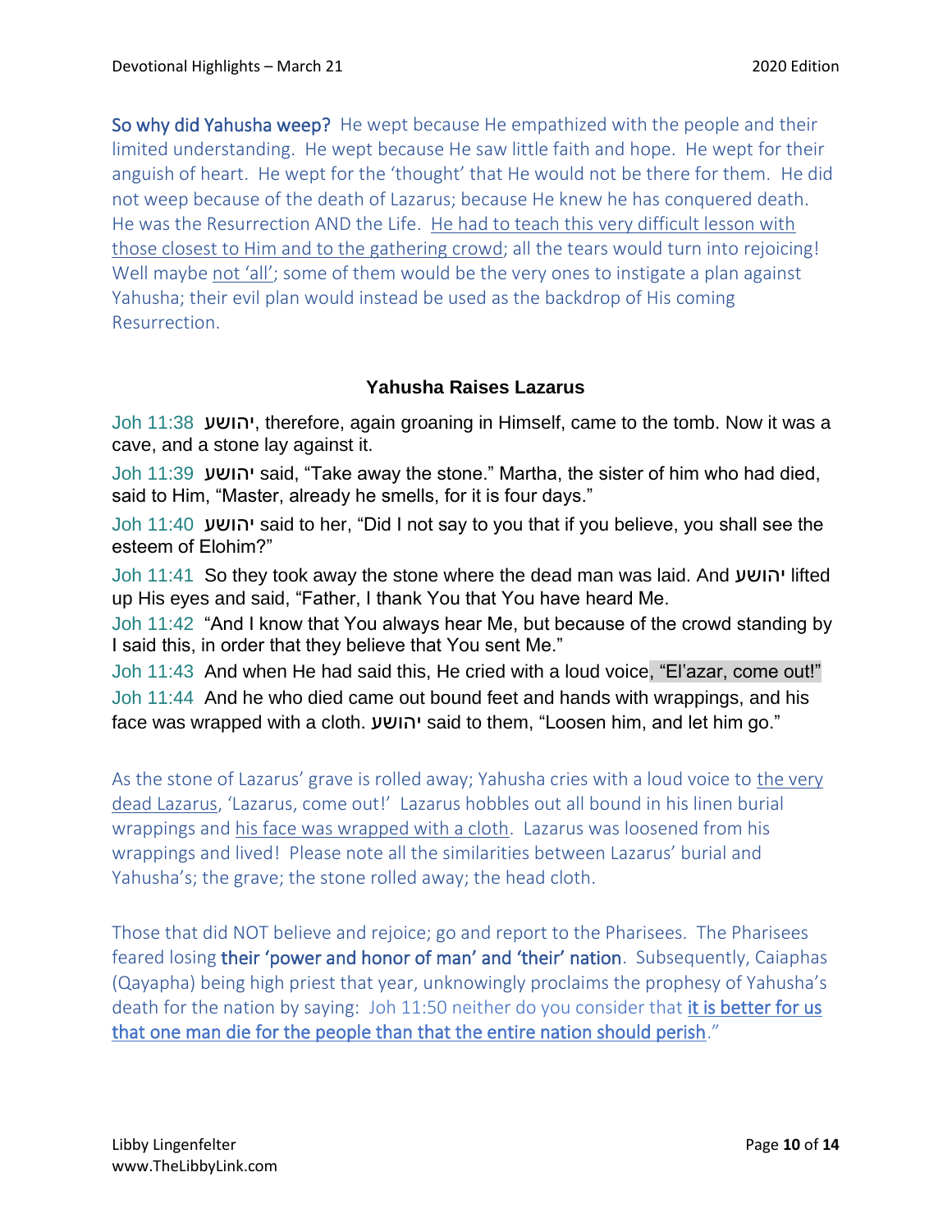**So why did Yahusha weep?** He wept because He empathized with the people and their limited understanding. He wept because He saw little faith and hope. He wept for their anguish of heart. He wept for the 'thought' that He would not be there for them. He did not weep because of the death of Lazarus; because He knew he has conquered death. He was the Resurrection AND the Life. <u>He had to teach this very difficult lesson with those closest to Him and to the gathering crowd</u>; all the tears would turn into rejoicing! Well maybe <u>not 'all'</u>; some of them would be the very ones to instigate a plan against Yahusha; their evil plan would instead be used as the backdrop of His coming Resurrection.

### Yahusha Raises Lazarus

Joh 11:38 יהושע, therefore, again groaning in Himself, came to the tomb. Now it was a cave, and a stone lay against it.

Joh 11:39 יהושע said, "Take away the stone." Martha, the sister of him who had died, said to Him, "Master, already he smells, for it is four days."

Joh 11:40 יהושע said to her, "Did I not say to you that if you believe, you shall see the esteem of Elohim?"

Joh 11:41 So they took away the stone where the dead man was laid. And יהושע lifted up His eyes and said, "Father, I thank You that You have heard Me.

Joh 11:42 "And I know that You always hear Me, but because of the crowd standing by I said this, in order that they believe that You sent Me."

Joh 11:43 And when He had said this, He cried with a loud voice, "El'azar, come out!"

Joh 11:44 And he who died came out bound feet and hands with wrappings, and his face was wrapped with a cloth. יהושע said to them, "Loosen him, and let him go."

As the stone of Lazarus' grave is rolled away; Yahusha cries with a loud voice to <u>the very dead Lazarus</u>, 'Lazarus, come out!' Lazarus hobbles out all bound in his linen burial wrappings and <u>his face was wrapped with a cloth</u>. Lazarus was loosened from his wrappings and lived! Please note all the similarities between Lazarus' burial and Yahusha's; the grave; the stone rolled away; the head cloth.

Those that did NOT believe and rejoice; go and report to the Pharisees. The Pharisees feared losing **their 'power and honor of man' and 'their' nation**. Subsequently, Caiaphas (Qayapha) being high priest that year, unknowingly proclaims the prophesy of Yahusha's death for the nation by saying: Joh 11:50 neither do you consider that **<u>it is better for us that one man die for the people than that the entire nation should perish</u>**."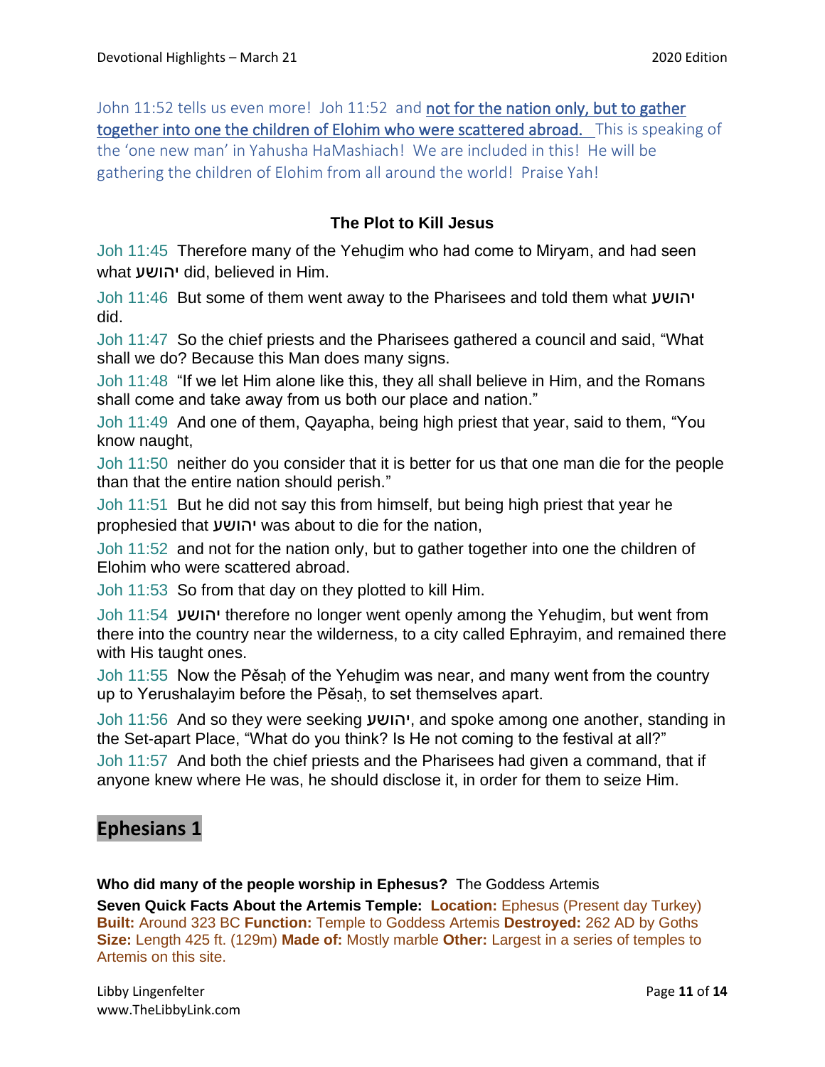John 11:52 tells us even more! Joh 11:52 and <u>not for the nation only, but to gather together into one the children of Elohim who were scattered abroad.</u> This is speaking of the 'one new man' in Yahusha HaMashiach! We are included in this! He will be gathering the children of Elohim from all around the world! Praise Yah!

### The Plot to Kill Jesus

Joh 11:45 Therefore many of the Yehuḏim who had come to Miryam, and had seen what יהושע did, believed in Him.

Joh 11:46 But some of them went away to the Pharisees and told them what יהושע did.

Joh 11:47 So the chief priests and the Pharisees gathered a council and said, "What shall we do? Because this Man does many signs.

Joh 11:48 "If we let Him alone like this, they all shall believe in Him, and the Romans shall come and take away from us both our place and nation."

Joh 11:49 And one of them, Qayapha, being high priest that year, said to them, "You know naught,

Joh 11:50 neither do you consider that it is better for us that one man die for the people than that the entire nation should perish."

Joh 11:51 But he did not say this from himself, but being high priest that year he prophesied that יהושע was about to die for the nation,

Joh 11:52 and not for the nation only, but to gather together into one the children of Elohim who were scattered abroad.

Joh 11:53 So from that day on they plotted to kill Him.

Joh 11:54 יהושע therefore no longer went openly among the Yehuḏim, but went from there into the country near the wilderness, to a city called Ephrayim, and remained there with His taught ones.

Joh 11:55 Now the Pĕsaḥ of the Yehuḏim was near, and many went from the country up to Yerushalayim before the Pĕsaḥ, to set themselves apart.

Joh 11:56 And so they were seeking יהושע, and spoke among one another, standing in the Set-apart Place, "What do you think? Is He not coming to the festival at all?"

Joh 11:57 And both the chief priests and the Pharisees had given a command, that if anyone knew where He was, he should disclose it, in order for them to seize Him.

## Ephesians 1

**Who did many of the people worship in Ephesus?** The Goddess Artemis

**Seven Quick Facts About the Artemis Temple:** **Location:** Ephesus (Present day Turkey) **Built:** Around 323 BC **Function:** Temple to Goddess Artemis **Destroyed:** 262 AD by Goths **Size:** Length 425 ft. (129m) **Made of:** Mostly marble **Other:** Largest in a series of temples to Artemis on this site.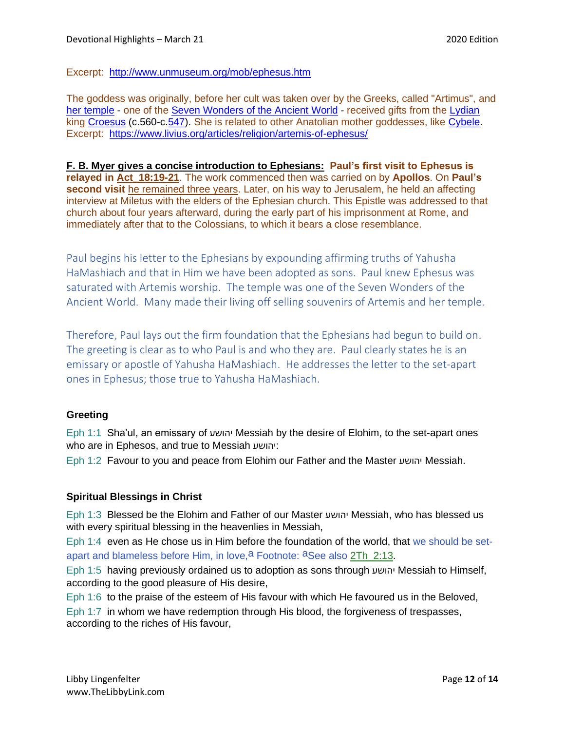Excerpt: http://www.unmuseum.org/mob/ephesus.htm

The goddess was originally, before her cult was taken over by the Greeks, called "Artimus", and her temple - one of the Seven Wonders of the Ancient World - received gifts from the Lydian king Croesus (c.560-c.547). She is related to other Anatolian mother goddesses, like Cybele. Excerpt: https://www.livius.org/articles/religion/artemis-of-ephesus/

**F. B. Myer gives a concise introduction to Ephesians: Paul's first visit to Ephesus is relayed in Act_18:19-21**. The work commenced then was carried on by **Apollos**. On **Paul's second visit** he remained three years. Later, on his way to Jerusalem, he held an affecting interview at Miletus with the elders of the Ephesian church. This Epistle was addressed to that church about four years afterward, during the early part of his imprisonment at Rome, and immediately after that to the Colossians, to which it bears a close resemblance.

Paul begins his letter to the Ephesians by expounding affirming truths of Yahusha HaMashiach and that in Him we have been adopted as sons. Paul knew Ephesus was saturated with Artemis worship. The temple was one of the Seven Wonders of the Ancient World. Many made their living off selling souvenirs of Artemis and her temple.

Therefore, Paul lays out the firm foundation that the Ephesians had begun to build on. The greeting is clear as to who Paul is and who they are. Paul clearly states he is an emissary or apostle of Yahusha HaMashiach. He addresses the letter to the set-apart ones in Ephesus; those true to Yahusha HaMashiach.

### Greeting

Eph 1:1 Sha'ul, an emissary of יהושע Messiah by the desire of Elohim, to the set-apart ones who are in Ephesos, and true to Messiah יהושע:

Eph 1:2 Favour to you and peace from Elohim our Father and the Master יהושע Messiah.

### Spiritual Blessings in Christ

Eph 1:3 Blessed be the Elohim and Father of our Master יהושע Messiah, who has blessed us with every spiritual blessing in the heavenlies in Messiah,

Eph 1:4 even as He chose us in Him before the foundation of the world, that we should be set-apart and blameless before Him, in love,[a] Footnote: [a]See also 2Th_2:13.

Eph 1:5 having previously ordained us to adoption as sons through יהושע Messiah to Himself, according to the good pleasure of His desire,

Eph 1:6 to the praise of the esteem of His favour with which He favoured us in the Beloved,

Eph 1:7 in whom we have redemption through His blood, the forgiveness of trespasses, according to the riches of His favour,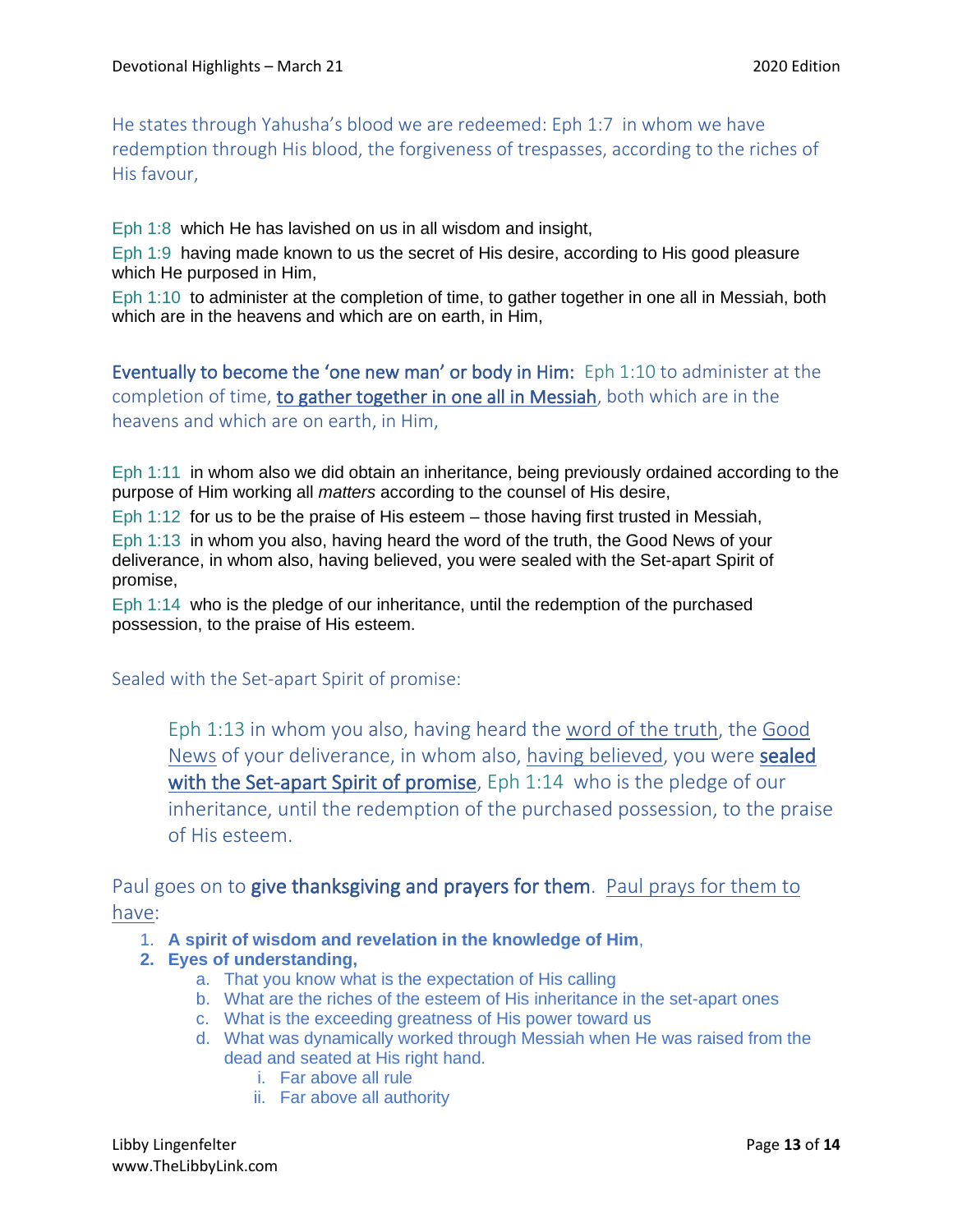He states through Yahusha's blood we are redeemed: Eph 1:7 in whom we have redemption through His blood, the forgiveness of trespasses, according to the riches of His favour,

Eph 1:8 which He has lavished on us in all wisdom and insight,

Eph 1:9 having made known to us the secret of His desire, according to His good pleasure which He purposed in Him,

Eph 1:10 to administer at the completion of time, to gather together in one all in Messiah, both which are in the heavens and which are on earth, in Him,

**Eventually to become the 'one new man' or body in Him:** Eph 1:10 to administer at the completion of time, <u>**to gather together in one all in Messiah**</u>, both which are in the heavens and which are on earth, in Him,

Eph 1:11 in whom also we did obtain an inheritance, being previously ordained according to the purpose of Him working all *matters* according to the counsel of His desire,

Eph 1:12 for us to be the praise of His esteem – those having first trusted in Messiah,

Eph 1:13 in whom you also, having heard the word of the truth, the Good News of your deliverance, in whom also, having believed, you were sealed with the Set-apart Spirit of promise,

Eph 1:14 who is the pledge of our inheritance, until the redemption of the purchased possession, to the praise of His esteem.

Sealed with the Set-apart Spirit of promise:

> Eph 1:13 in whom you also, having heard the <u>word of the truth</u>, the <u>Good News</u> of your deliverance, in whom also, <u>having believed</u>, you were <u>**sealed with the Set-apart Spirit of promise**</u>, Eph 1:14 who is the pledge of our inheritance, until the redemption of the purchased possession, to the praise of His esteem.

Paul goes on to **give thanksgiving and prayers for them**. <u>Paul prays for them to have</u>:

1. **A spirit of wisdom and revelation in the knowledge of Him**,
2. **Eyes of understanding,**
   a. That you know what is the expectation of His calling
   b. What are the riches of the esteem of His inheritance in the set-apart ones
   c. What is the exceeding greatness of His power toward us
   d. What was dynamically worked through Messiah when He was raised from the dead and seated at His right hand.
      i. Far above all rule
      ii. Far above all authority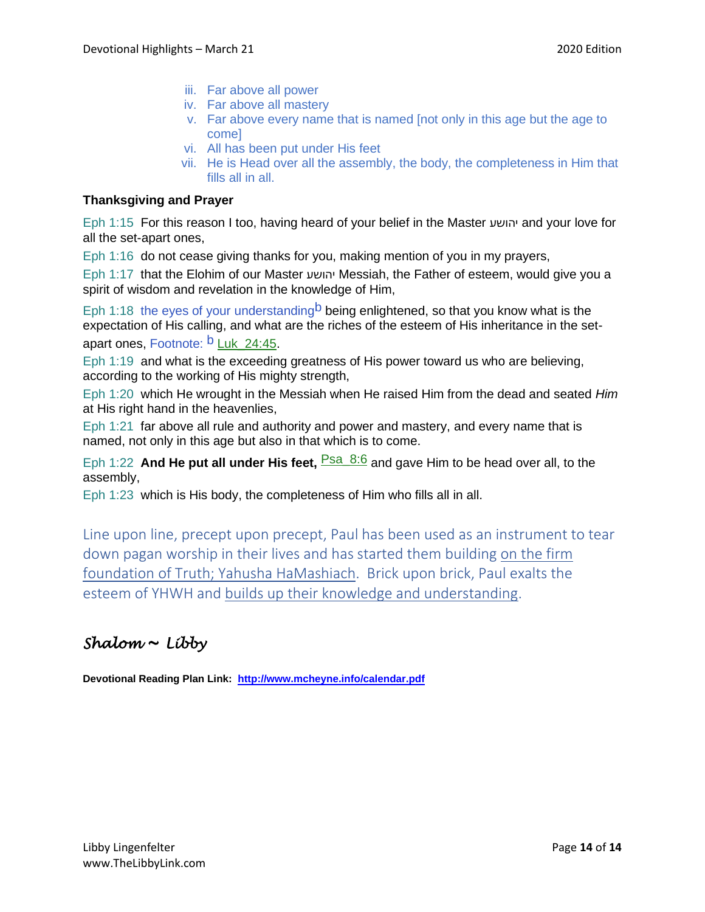iii. Far above all power
iv. Far above all mastery
v. Far above every name that is named [not only in this age but the age to come]
vi. All has been put under His feet
vii. He is Head over all the assembly, the body, the completeness in Him that fills all in all.

**Thanksgiving and Prayer**

Eph 1:15 For this reason I too, having heard of your belief in the Master יהושע and your love for all the set-apart ones,

Eph 1:16 do not cease giving thanks for you, making mention of you in my prayers,

Eph 1:17 that the Elohim of our Master יהושע Messiah, the Father of esteem, would give you a spirit of wisdom and revelation in the knowledge of Him,

Eph 1:18 the eyes of your understanding[b] being enlightened, so that you know what is the expectation of His calling, and what are the riches of the esteem of His inheritance in the set-apart ones, Footnote: [b] Luk 24:45.

Eph 1:19 and what is the exceeding greatness of His power toward us who are believing, according to the working of His mighty strength,

Eph 1:20 which He wrought in the Messiah when He raised Him from the dead and seated *Him* at His right hand in the heavenlies,

Eph 1:21 far above all rule and authority and power and mastery, and every name that is named, not only in this age but also in that which is to come.

Eph 1:22 **And He put all under His feet,** Psa 8:6 and gave Him to be head over all, to the assembly,

Eph 1:23 which is His body, the completeness of Him who fills all in all.

Line upon line, precept upon precept, Paul has been used as an instrument to tear down pagan worship in their lives and has started them building on the firm foundation of Truth; Yahusha HaMashiach. Brick upon brick, Paul exalts the esteem of YHWH and builds up their knowledge and understanding.

*Shalom ~ Libby*

**Devotional Reading Plan Link: http://www.mcheyne.info/calendar.pdf**